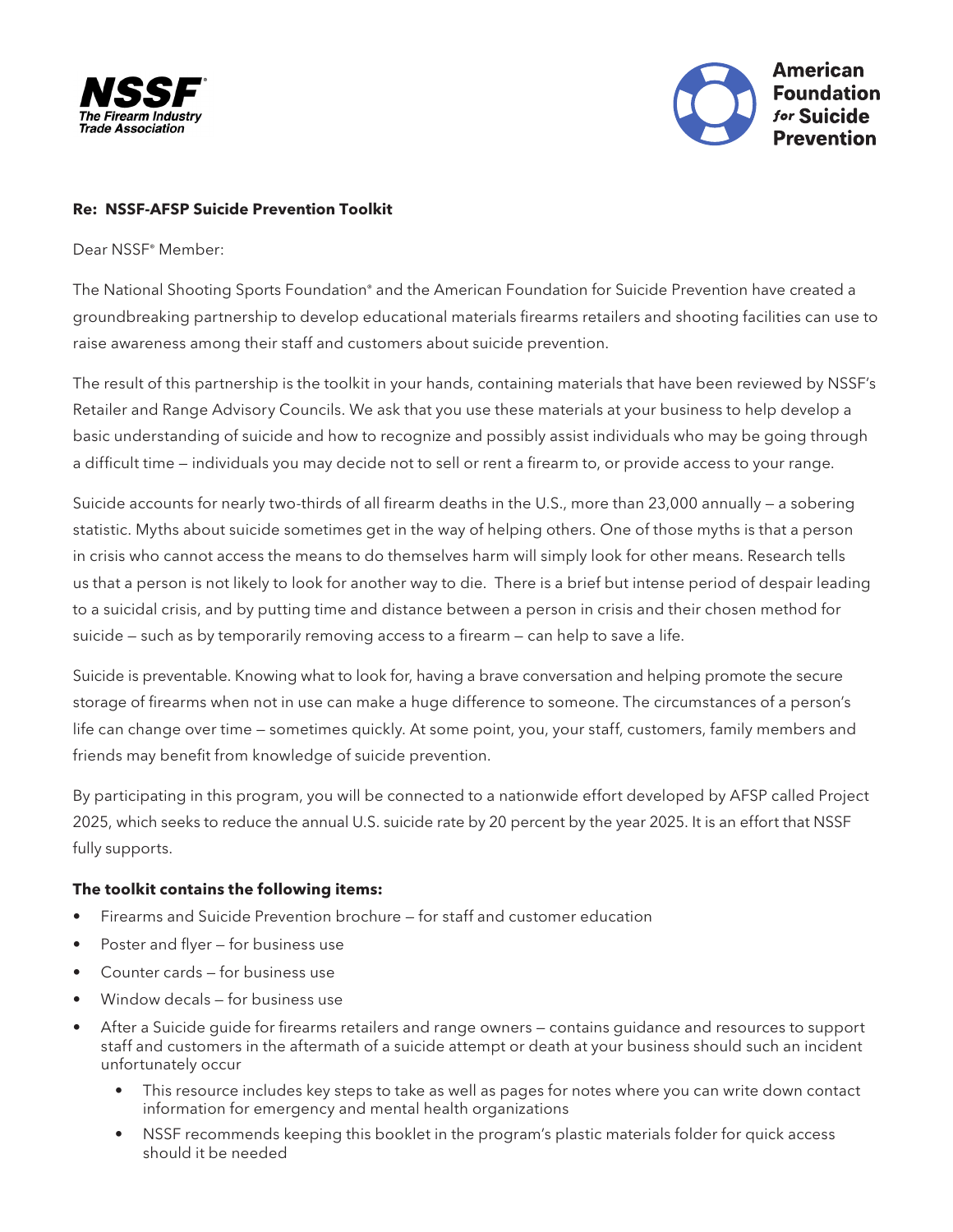NSSF®
The Firearm Industry Trade Association

American Foundation *for* Suicide Prevention

**Re: NSSF-AFSP Suicide Prevention Toolkit**

Dear NSSF® Member:

The National Shooting Sports Foundation® and the American Foundation for Suicide Prevention have created a groundbreaking partnership to develop educational materials firearms retailers and shooting facilities can use to raise awareness among their staff and customers about suicide prevention.

The result of this partnership is the toolkit in your hands, containing materials that have been reviewed by NSSF's Retailer and Range Advisory Councils. We ask that you use these materials at your business to help develop a basic understanding of suicide and how to recognize and possibly assist individuals who may be going through a difficult time — individuals you may decide not to sell or rent a firearm to, or provide access to your range.

Suicide accounts for nearly two-thirds of all firearm deaths in the U.S., more than 23,000 annually — a sobering statistic. Myths about suicide sometimes get in the way of helping others. One of those myths is that a person in crisis who cannot access the means to do themselves harm will simply look for other means. Research tells us that a person is not likely to look for another way to die. There is a brief but intense period of despair leading to a suicidal crisis, and by putting time and distance between a person in crisis and their chosen method for suicide — such as by temporarily removing access to a firearm — can help to save a life.

Suicide is preventable. Knowing what to look for, having a brave conversation and helping promote the secure storage of firearms when not in use can make a huge difference to someone. The circumstances of a person's life can change over time — sometimes quickly. At some point, you, your staff, customers, family members and friends may benefit from knowledge of suicide prevention.

By participating in this program, you will be connected to a nationwide effort developed by AFSP called Project 2025, which seeks to reduce the annual U.S. suicide rate by 20 percent by the year 2025. It is an effort that NSSF fully supports.

**The toolkit contains the following items:**

- Firearms and Suicide Prevention brochure — for staff and customer education
- Poster and flyer — for business use
- Counter cards — for business use
- Window decals — for business use
- After a Suicide guide for firearms retailers and range owners — contains guidance and resources to support staff and customers in the aftermath of a suicide attempt or death at your business should such an incident unfortunately occur
    - This resource includes key steps to take as well as pages for notes where you can write down contact information for emergency and mental health organizations
    - NSSF recommends keeping this booklet in the program's plastic materials folder for quick access should it be needed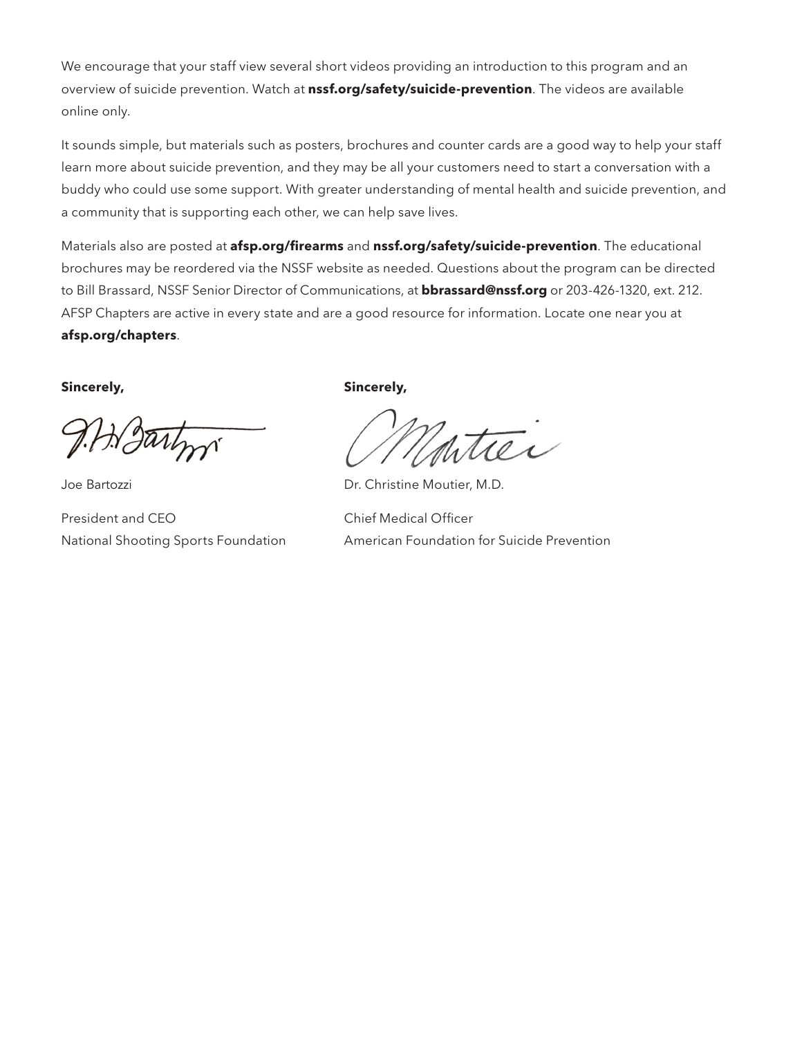We encourage that your staff view several short videos providing an introduction to this program and an overview of suicide prevention. Watch at **nssf.org/safety/suicide-prevention**. The videos are available online only.

It sounds simple, but materials such as posters, brochures and counter cards are a good way to help your staff learn more about suicide prevention, and they may be all your customers need to start a conversation with a buddy who could use some support. With greater understanding of mental health and suicide prevention, and a community that is supporting each other, we can help save lives.

Materials also are posted at **afsp.org/firearms** and **nssf.org/safety/suicide-prevention**. The educational brochures may be reordered via the NSSF website as needed. Questions about the program can be directed to Bill Brassard, NSSF Senior Director of Communications, at **bbrassard@nssf.org** or 203-426-1320, ext. 212. AFSP Chapters are active in every state and are a good resource for information. Locate one near you at **afsp.org/chapters**.

**Sincerely,**

Joe Bartozzi

President and CEO
National Shooting Sports Foundation

**Sincerely,**

Dr. Christine Moutier, M.D.

Chief Medical Officer
American Foundation for Suicide Prevention